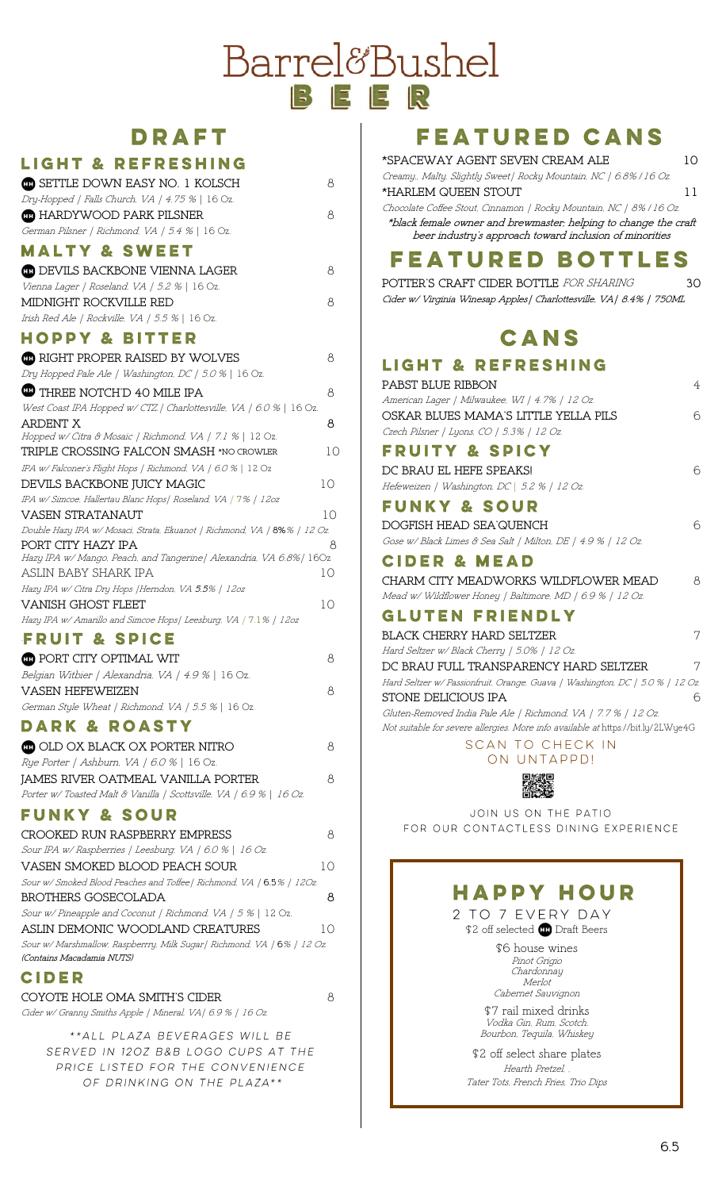# Barrel&Bushel

# BEER

## DRAFT

### LIGHT & REFRESHING

HH SETTLE DOWN EASY NO. 1 KOLSCH — 8
*Dry-Hopped | Falls Church, VA | 4.75 % | 16 Oz.*

HH HARDYWOOD PARK PILSNER — 8
*German Pilsner | Richmond, VA | 5.4 % | 16 Oz.*

### MALTY & SWEET

HH DEVILS BACKBONE VIENNA LAGER — 8
*Vienna Lager | Roseland, VA | 5.2 % | 16 Oz.*

MIDNIGHT ROCKVILLE RED — 8
*Irish Red Ale | Rockville, VA | 5.5 % | 16 Oz.*

### HOPPY & BITTER

HH RIGHT PROPER RAISED BY WOLVES — 8
*Dry Hopped Pale Ale | Washington, DC | 5.0 % | 16 Oz.*

HH THREE NOTCH'D 40 MILE IPA — 8
*West Coast IPA Hopped w/ CTZ | Charlottesville, VA | 6.0 % | 16 Oz.*

ARDENT X — 8
*Hopped w/ Citra & Mosaic | Richmond, VA | 7.1 % | 12 Oz.*

TRIPLE CROSSING FALCON SMASH *NO CROWLER — 10
*IPA w/ Falconer's Flight Hops | Richmond, VA | 6.0 % | 12 Oz*

DEVILS BACKBONE JUICY MAGIC — 10
*IPA w/ Simcoe, Hallertau Blanc Hops| Roseland, VA | 7% | 12oz*

VASEN STRATANAUT — 10
*Double Hazy IPA w/ Mosaci, Strata, Ekuanot | Richmond, VA | 8% % | 12 Oz.*

PORT CITY HAZY IPA — 8
*Hazy IPA w/ Mango, Peach, and Tangerine| Alexandria, VA 6.8%| 16Oz*

ASLIN BABY SHARK IPA — 10
*Hazy IPA w/ Citra Dry Hops |Herndon, VA 5.5% | 12oz*

VANISH GHOST FLEET — 10
*Hazy IPA w/ Amarillo and Simcoe Hops| Leesburg, VA | 7.1% | 12oz*

### FRUIT & SPICE

HH PORT CITY OPTIMAL WIT — 8
*Belgian Withier | Alexandria, VA | 4.9 % | 16 Oz.*

VASEN HEFEWEIZEN — 8
*German Style Wheat | Richmond, VA | 5.5 % | 16 Oz.*

### DARK & ROASTY

HH OLD OX BLACK OX PORTER NITRO — 8
*Rye Porter | Ashburn, VA | 6.0 % | 16 Oz.*

JAMES RIVER OATMEAL VANILLA PORTER — 8
*Porter w/ Toasted Malt & Vanilla | Scottsville, VA | 6.9 % | 16 Oz.*

### FUNKY & SOUR

CROOKED RUN RASPBERRY EMPRESS — 8
*Sour IPA w/ Raspberries | Leesburg, VA | 6.0 % | 16 Oz.*

VASEN SMOKED BLOOD PEACH SOUR — 10
*Sour w/ Smoked Blood Peaches and Toffee| Richmond, VA | 6.5% | 12Oz.*

BROTHERS GOSECOLADA — 8
*Sour w/ Pineapple and Coconut | Richmond, VA | 5 % | 12 Oz.*

ASLIN DEMONIC WOODLAND CREATURES — 10
*Sour w/ Marshmallow, Raspberrry, Milk Sugar| Richmond, VA | 6% | 12 Oz*
*(Contains Macadamia NUTS)*

### CIDER

COYOTE HOLE OMA SMITH'S CIDER — 8
*Cider w/ Granny Smiths Apple | Mineral, VA| 6.9 % | 16 Oz.*

*\*\*ALL PLAZA BEVERAGES WILL BE SERVED IN 12OZ B&B LOGO CUPS AT THE PRICE LISTED FOR THE CONVENIENCE OF DRINKING ON THE PLAZA\*\**

## FEATURED CANS

*SPACEWAY AGENT SEVEN CREAM ALE — 10
*Creamy,. Malty, Slightly Sweet| Rocky Mountain, NC | 6.8% | 16 Oz.*

*HARLEM QUEEN STOUT — 11
*Chocolate Coffee Stout, Cinnamon | Rocky Mountain, NC | 8% | 16 Oz.*

**black female owner and brewmaster; helping to change the craft beer industry's approach toward inclusion of minorities*

## FEATURED BOTTLES

POTTER'S CRAFT CIDER BOTTLE *FOR SHARING* — 30
*Cider w/ Virginia Winesap Apples| Charlottesville, VA| 8.4% | 750ML*

## CANS

### LIGHT & REFRESHING

PABST BLUE RIBBON — 4
*American Lager | Milwaukee, WI | 4.7% | 12 Oz.*

OSKAR BLUES MAMA'S LITTLE YELLA PILS — 6
*Czech Pilsner | Lyons, CO | 5.3% | 12 Oz.*

### FRUITY & SPICY

DC BRAU EL HEFE SPEAKS! — 6
*Hefeweizen | Washington, DC | 5.2 % | 12 Oz.*

### FUNKY & SOUR

DOGFISH HEAD SEA'QUENCH — 6
*Gose w/ Black Limes & Sea Salt | Milton, DE | 4.9 % | 12 Oz.*

### CIDER & MEAD

CHARM CITY MEADWORKS WILDFLOWER MEAD — 8
*Mead w/ Wildflower Honey | Baltimore, MD | 6.9 % | 12 Oz.*

### GLUTEN FRIENDLY

BLACK CHERRY HARD SELTZER — 7
*Hard Seltzer w/ Black Cherry | 5.0% | 12 Oz.*

DC BRAU FULL TRANSPARENCY HARD SELTZER — 7
*Hard Seltzer w/ Passionfruit, Orange, Guava | Washington, DC | 5.0 % | 12 Oz.*

STONE DELICIOUS IPA — 6
*Gluten-Removed India Pale Ale | Richmond, VA | 7.7 % | 12 Oz.*
*Not suitable for severe allergies. More info available at* https://bit.ly/2LWye4G

SCAN TO CHECK IN ON UNTAPPD!

JOIN US ON THE PATIO FOR OUR CONTACTLESS DINING EXPERIENCE

## HAPPY HOUR

2 TO 7 EVERY DAY

$2 off selected HH Draft Beers

$6 house wines
*Pinot Grigio*
*Chardonnay*
*Merlot*
*Cabernet Sauvignon*

$7 rail mixed drinks
*Vodka Gin, Rum, Scotch, Bourbon, Tequila, Whiskey*

$2 off select share plates
*Hearth Pretzel, ,*
*Tater Tots, French Fries, Trio Dips*

6.5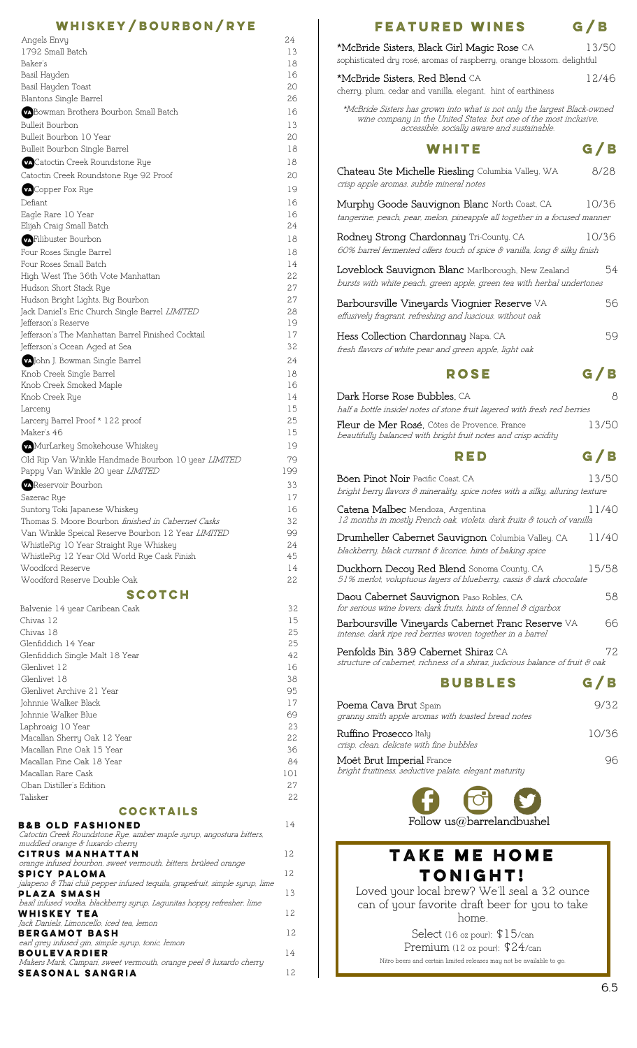## WHISKEY/BOURBON/RYE

| | |
|---|---|
| Angels Envy | 24 |
| 1792 Small Batch | 13 |
| Baker's | 18 |
| Basil Hayden | 16 |
| Basil Hayden Toast | 20 |
| Blantons Single Barrel | 26 |
| VA Bowman Brothers Bourbon Small Batch | 16 |
| Bulleit Bourbon | 13 |
| Bulleit Bourbon 10 Year | 20 |
| Bulleit Bourbon Single Barrel | 18 |
| VA Catoctin Creek Roundstone Rye | 18 |
| Catoctin Creek Roundstone Rye 92 Proof | 20 |
| VA Copper Fox Rye | 19 |
| Defiant | 16 |
| Eagle Rare 10 Year | 16 |
| Elijah Craig Small Batch | 24 |
| VA Filibuster Bourbon | 18 |
| Four Roses Single Barrel | 18 |
| Four Roses Small Batch | 14 |
| High West The 36th Vote Manhattan | 22 |
| Hudson Short Stack Rye | 27 |
| Hudson Bright Lights, Big Bourbon | 27 |
| Jack Daniel's Eric Church Single Barrel *LIMITED* | 28 |
| Jefferson's Reserve | 19 |
| Jefferson's The Manhattan Barrel Finished Cocktail | 17 |
| Jefferson's Ocean Aged at Sea | 32 |
| VA John J. Bowman Single Barrel | 24 |
| Knob Creek Single Barrel | 18 |
| Knob Creek Smoked Maple | 16 |
| Knob Creek Rye | 14 |
| Larceny | 15 |
| Larceny Barrel Proof * 122 proof | 25 |
| Maker's 46 | 15 |
| VA MurLarkey Smokehouse Whiskey | 19 |
| Old Rip Van Winkle Handmade Bourbon 10 year *LIMITED* | 79 |
| Pappy Van Winkle 20 year *LIMITED* | 199 |
| VA Reservoir Bourbon | 33 |
| Sazerac Rye | 17 |
| Suntory Toki Japanese Whiskey | 16 |
| Thomas S. Moore Bourbon *finished in Cabernet Casks* | 32 |
| Van Winkle Speical Reserve Bourbon 12 Year *LIMITED* | 99 |
| WhistlePig 10 Year Straight Rye Whiskey | 24 |
| WhistlePig 12 Year Old World Rye Cask Finish | 45 |
| Woodford Reserve | 14 |
| Woodford Reserve Double Oak | 22 |

## SCOTCH

| | |
|---|---|
| Balvenie 14 year Caribean Cask | 32 |
| Chivas 12 | 15 |
| Chivas 18 | 25 |
| Glenfiddich 14 Year | 25 |
| Glenfiddich Single Malt 18 Year | 42 |
| Glenlivet 12 | 16 |
| Glenlivet 18 | 38 |
| Glenlivet Archive 21 Year | 95 |
| Johnnie Walker Black | 17 |
| Johnnie Walker Blue | 69 |
| Laphroaig 10 Year | 23 |
| Macallan Sherry Oak 12 Year | 22 |
| Macallan Fine Oak 15 Year | 36 |
| Macallan Fine Oak 18 Year | 84 |
| Macallan Rare Cask | 101 |
| Oban Distiller's Edition | 27 |
| Talisker | 22 |

## COCKTAILS

**B&B OLD FASHIONED** — 14
*Catoctin Creek Roundstone Rye, amber maple syrup, angostura bitters, muddled orange & luxardo cherry*

**CITRUS MANHATTAN** — 12
*orange infused bourbon, sweet vermouth, bitters, brûléed orange*

**SPICY PALOMA** — 12
*jalapeno & Thai chili pepper infused tequila, grapefruit, simple syrup, lime*

**PLAZA SMASH** — 13
*basil infused vodka, blackberry syrup, Lagunitas hoppy refresher, lime*

**WHISKEY TEA** — 12
*Jack Daniels, Limoncello, iced tea, lemon*

**BERGAMOT BASH** — 12
*earl grey infused gin, simple syrup, tonic, lemon*

**BOULEVARDIER** — 14
*Makers Mark, Campari, sweet vermouth, orange peel & luxardo cherry*

**SEASONAL SANGRIA** — 12

## FEATURED WINES — G/B

**\*McBride Sisters, Black Girl Magic Rose** CA — 13/50
*sophisticated dry rosé, aromas of raspberry, orange blossom. delightful*

**\*McBride Sisters, Red Blend** CA — 12/46
*cherry, plum, cedar and vanilla, elegant, hint of earthiness*

*\*McBride Sisters has grown into what is not only the largest Black-owned wine company in the United States, but one of the most inclusive, accessible, socially aware and sustainable.*

## WHITE — G/B

**Chateau Ste Michelle Riesling** Columbia Valley, WA — 8/28
*crisp apple aromas, subtle mineral notes*

**Murphy Goode Sauvignon Blanc** North Coast, CA — 10/36
*tangerine, peach, pear, melon, pineapple all together in a focused manner*

**Rodney Strong Chardonnay** Tri-County, CA — 10/36
*60% barrel fermented offers touch of spice & vanilla, long & silky finish*

**Loveblock Sauvignon Blanc** Marlborough, New Zealand — 54
*bursts with white peach, green apple, green tea with herbal undertones*

**Barboursville Vineyards Viognier Reserve** VA — 56
*effusively fragrant, refreshing and luscious, without oak*

**Hess Collection Chardonnay** Napa, CA — 59
*fresh flavors of white pear and green apple, light oak*

## ROSE — G/B

**Dark Horse Rose Bubbles**, CA — 8
*half a bottle inside! notes of stone fruit layered with fresh red berries*

**Fleur de Mer Rosé**, Côtes de Provence, France — 13/50
*beautifully balanced with bright fruit notes and crisp acidity*

## RED — G/B

**Bōen Pinot Noir** Pacific Coast, CA — 13/50
*bright berry flavors & minerality, spice notes with a silky, alluring texture*

**Catena Malbec** Mendoza, Argentina — 11/40
*12 months in mostly French oak, violets, dark fruits & touch of vanilla*

**Drumheller Cabernet Sauvignon** Columbia Valley, CA — 11/40
*blackberry, black currant & licorice, hints of baking spice*

**Duckhorn Decoy Red Blend** Sonoma County, CA — 15/58
*51% merlot, voluptuous layers of blueberry, cassis & dark chocolate*

**Daou Cabernet Sauvignon** Paso Robles, CA — 58
*for serious wine lovers, dark fruits, hints of fennel & cigarbox*

**Barboursville Vineyards Cabernet Franc Reserve** VA — 66
*intense, dark ripe red berries woven together in a barrel*

**Penfolds Bin 389 Cabernet Shiraz** CA — 72
*structure of cabernet, richness of a shiraz, judicious balance of fruit & oak*

## BUBBLES — G/B

**Poema Cava Brut** Spain — 9/32
*granny smith apple aromas with toasted bread notes*

**Ruffino Prosecco** Italy — 10/36
*crisp, clean, delicate with fine bubbles*

**Moët Brut Imperial** France — 96
*bright fruitiness, seductive palate, elegant maturity*

Follow us@barrelandbushel

## TAKE ME HOME TONIGHT!

Loved your local brew? We'll seal a 32 ounce can of your favorite draft beer for you to take home.

Select (16 oz pour): $15/can

Premium (12 oz pour): $24/can

Nitro beers and certain limited releases may not be available to go.